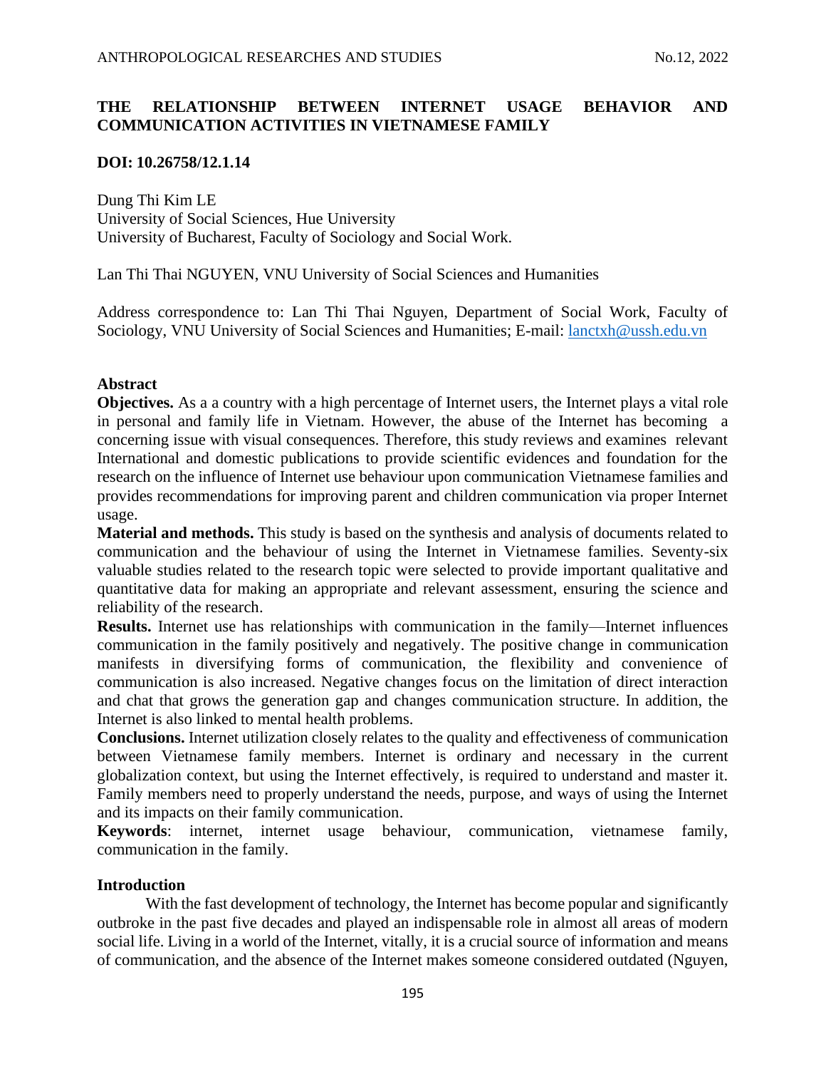# THE RELATIONSHIP BETWEEN INTERNET USAGE BEHAVIOR AND COMMUNICATION ACTIVITIES IN VIETNAMESE FAMILY

**DOI: 10.26758/12.1.14**

Dung Thi Kim LE
University of Social Sciences, Hue University
University of Bucharest, Faculty of Sociology and Social Work.

Lan Thi Thai NGUYEN, VNU University of Social Sciences and Humanities

Address correspondence to: Lan Thi Thai Nguyen, Department of Social Work, Faculty of Sociology, VNU University of Social Sciences and Humanities; E-mail: lanctxh@ussh.edu.vn

## Abstract

**Objectives.** As a a country with a high percentage of Internet users, the Internet plays a vital role in personal and family life in Vietnam. However, the abuse of the Internet has becoming a concerning issue with visual consequences. Therefore, this study reviews and examines relevant International and domestic publications to provide scientific evidences and foundation for the research on the influence of Internet use behaviour upon communication Vietnamese families and provides recommendations for improving parent and children communication via proper Internet usage.

**Material and methods.** This study is based on the synthesis and analysis of documents related to communication and the behaviour of using the Internet in Vietnamese families. Seventy-six valuable studies related to the research topic were selected to provide important qualitative and quantitative data for making an appropriate and relevant assessment, ensuring the science and reliability of the research.

**Results.** Internet use has relationships with communication in the family—Internet influences communication in the family positively and negatively. The positive change in communication manifests in diversifying forms of communication, the flexibility and convenience of communication is also increased. Negative changes focus on the limitation of direct interaction and chat that grows the generation gap and changes communication structure. In addition, the Internet is also linked to mental health problems.

**Conclusions.** Internet utilization closely relates to the quality and effectiveness of communication between Vietnamese family members. Internet is ordinary and necessary in the current globalization context, but using the Internet effectively, is required to understand and master it. Family members need to properly understand the needs, purpose, and ways of using the Internet and its impacts on their family communication.

**Keywords**: internet, internet usage behaviour, communication, vietnamese family, communication in the family.

## Introduction

With the fast development of technology, the Internet has become popular and significantly outbroke in the past five decades and played an indispensable role in almost all areas of modern social life. Living in a world of the Internet, vitally, it is a crucial source of information and means of communication, and the absence of the Internet makes someone considered outdated (Nguyen,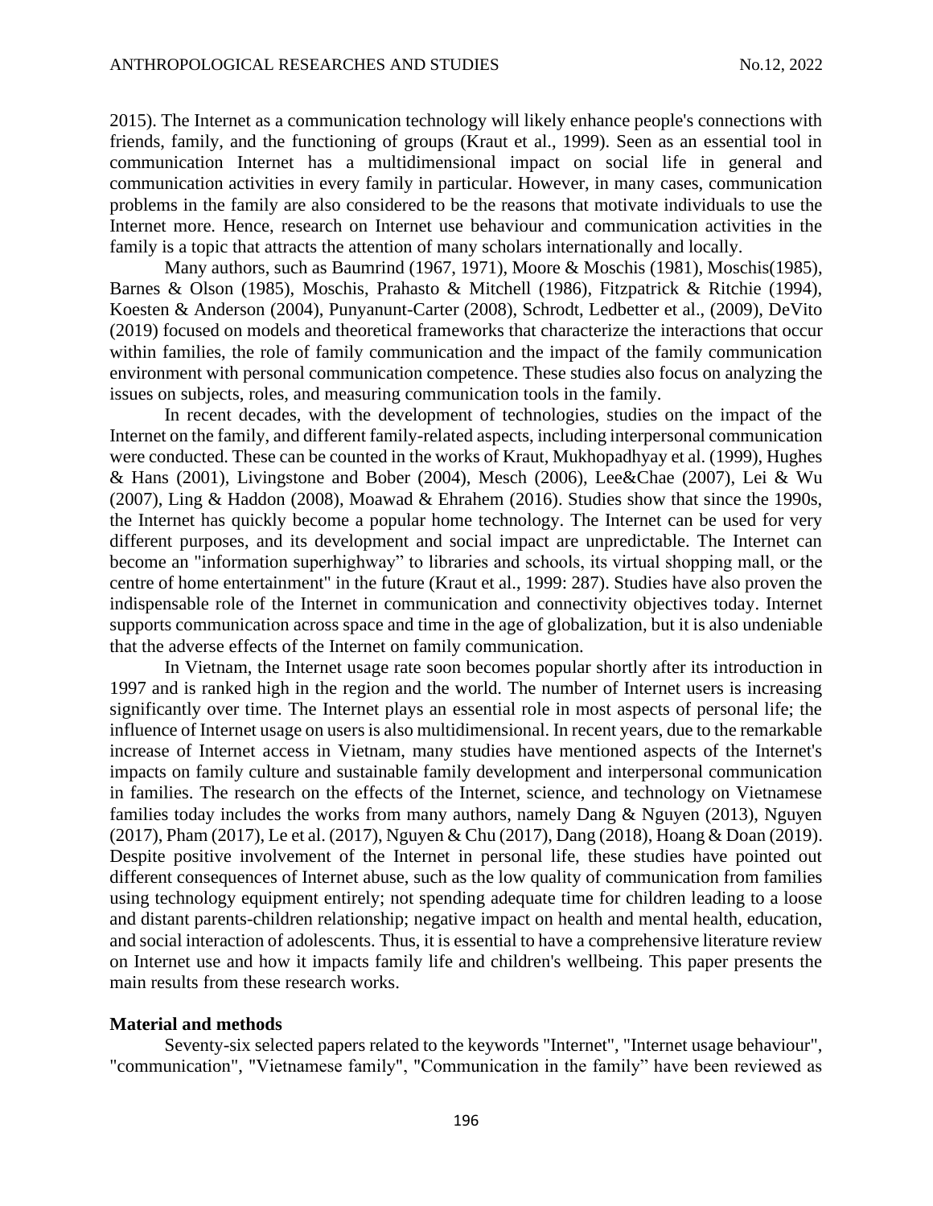2015). The Internet as a communication technology will likely enhance people's connections with friends, family, and the functioning of groups (Kraut et al., 1999). Seen as an essential tool in communication Internet has a multidimensional impact on social life in general and communication activities in every family in particular. However, in many cases, communication problems in the family are also considered to be the reasons that motivate individuals to use the Internet more. Hence, research on Internet use behaviour and communication activities in the family is a topic that attracts the attention of many scholars internationally and locally.

Many authors, such as Baumrind (1967, 1971), Moore & Moschis (1981), Moschis(1985), Barnes & Olson (1985), Moschis, Prahasto & Mitchell (1986), Fitzpatrick & Ritchie (1994), Koesten & Anderson (2004), Punyanunt-Carter (2008), Schrodt, Ledbetter et al., (2009), DeVito (2019) focused on models and theoretical frameworks that characterize the interactions that occur within families, the role of family communication and the impact of the family communication environment with personal communication competence. These studies also focus on analyzing the issues on subjects, roles, and measuring communication tools in the family.

In recent decades, with the development of technologies, studies on the impact of the Internet on the family, and different family-related aspects, including interpersonal communication were conducted. These can be counted in the works of Kraut, Mukhopadhyay et al. (1999), Hughes & Hans (2001), Livingstone and Bober (2004), Mesch (2006), Lee&Chae (2007), Lei & Wu (2007), Ling & Haddon (2008), Moawad & Ehrahem (2016). Studies show that since the 1990s, the Internet has quickly become a popular home technology. The Internet can be used for very different purposes, and its development and social impact are unpredictable. The Internet can become an "information superhighway" to libraries and schools, its virtual shopping mall, or the centre of home entertainment" in the future (Kraut et al., 1999: 287). Studies have also proven the indispensable role of the Internet in communication and connectivity objectives today. Internet supports communication across space and time in the age of globalization, but it is also undeniable that the adverse effects of the Internet on family communication.

In Vietnam, the Internet usage rate soon becomes popular shortly after its introduction in 1997 and is ranked high in the region and the world. The number of Internet users is increasing significantly over time. The Internet plays an essential role in most aspects of personal life; the influence of Internet usage on users is also multidimensional. In recent years, due to the remarkable increase of Internet access in Vietnam, many studies have mentioned aspects of the Internet's impacts on family culture and sustainable family development and interpersonal communication in families. The research on the effects of the Internet, science, and technology on Vietnamese families today includes the works from many authors, namely Dang & Nguyen (2013), Nguyen (2017), Pham (2017), Le et al. (2017), Nguyen & Chu (2017), Dang (2018), Hoang & Doan (2019). Despite positive involvement of the Internet in personal life, these studies have pointed out different consequences of Internet abuse, such as the low quality of communication from families using technology equipment entirely; not spending adequate time for children leading to a loose and distant parents-children relationship; negative impact on health and mental health, education, and social interaction of adolescents. Thus, it is essential to have a comprehensive literature review on Internet use and how it impacts family life and children's wellbeing. This paper presents the main results from these research works.

## Material and methods

Seventy-six selected papers related to the keywords "Internet", "Internet usage behaviour", "communication", "Vietnamese family", "Communication in the family" have been reviewed as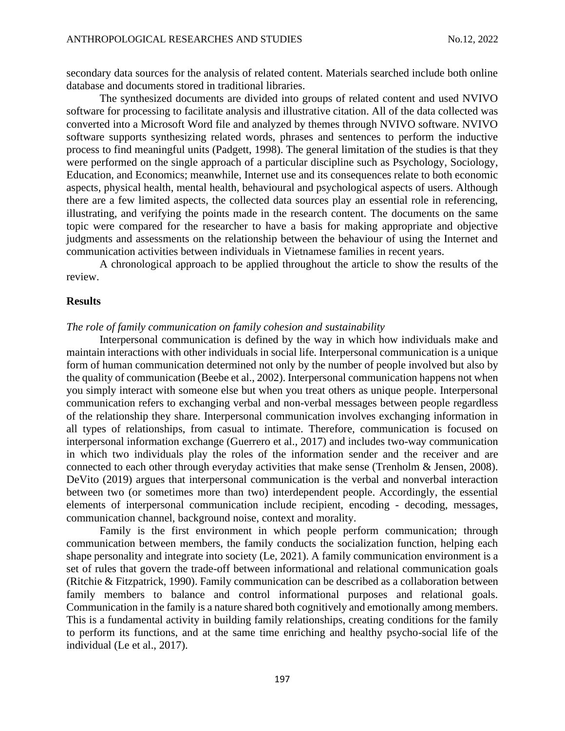secondary data sources for the analysis of related content. Materials searched include both online database and documents stored in traditional libraries.

The synthesized documents are divided into groups of related content and used NVIVO software for processing to facilitate analysis and illustrative citation. All of the data collected was converted into a Microsoft Word file and analyzed by themes through NVIVO software. NVIVO software supports synthesizing related words, phrases and sentences to perform the inductive process to find meaningful units (Padgett, 1998). The general limitation of the studies is that they were performed on the single approach of a particular discipline such as Psychology, Sociology, Education, and Economics; meanwhile, Internet use and its consequences relate to both economic aspects, physical health, mental health, behavioural and psychological aspects of users. Although there are a few limited aspects, the collected data sources play an essential role in referencing, illustrating, and verifying the points made in the research content. The documents on the same topic were compared for the researcher to have a basis for making appropriate and objective judgments and assessments on the relationship between the behaviour of using the Internet and communication activities between individuals in Vietnamese families in recent years.

A chronological approach to be applied throughout the article to show the results of the review.

## Results

*The role of family communication on family cohesion and sustainability*

Interpersonal communication is defined by the way in which how individuals make and maintain interactions with other individuals in social life. Interpersonal communication is a unique form of human communication determined not only by the number of people involved but also by the quality of communication (Beebe et al., 2002). Interpersonal communication happens not when you simply interact with someone else but when you treat others as unique people. Interpersonal communication refers to exchanging verbal and non-verbal messages between people regardless of the relationship they share. Interpersonal communication involves exchanging information in all types of relationships, from casual to intimate. Therefore, communication is focused on interpersonal information exchange (Guerrero et al., 2017) and includes two-way communication in which two individuals play the roles of the information sender and the receiver and are connected to each other through everyday activities that make sense (Trenholm & Jensen, 2008). DeVito (2019) argues that interpersonal communication is the verbal and nonverbal interaction between two (or sometimes more than two) interdependent people. Accordingly, the essential elements of interpersonal communication include recipient, encoding - decoding, messages, communication channel, background noise, context and morality.

Family is the first environment in which people perform communication; through communication between members, the family conducts the socialization function, helping each shape personality and integrate into society (Le, 2021). A family communication environment is a set of rules that govern the trade-off between informational and relational communication goals (Ritchie & Fitzpatrick, 1990). Family communication can be described as a collaboration between family members to balance and control informational purposes and relational goals. Communication in the family is a nature shared both cognitively and emotionally among members. This is a fundamental activity in building family relationships, creating conditions for the family to perform its functions, and at the same time enriching and healthy psycho-social life of the individual (Le et al., 2017).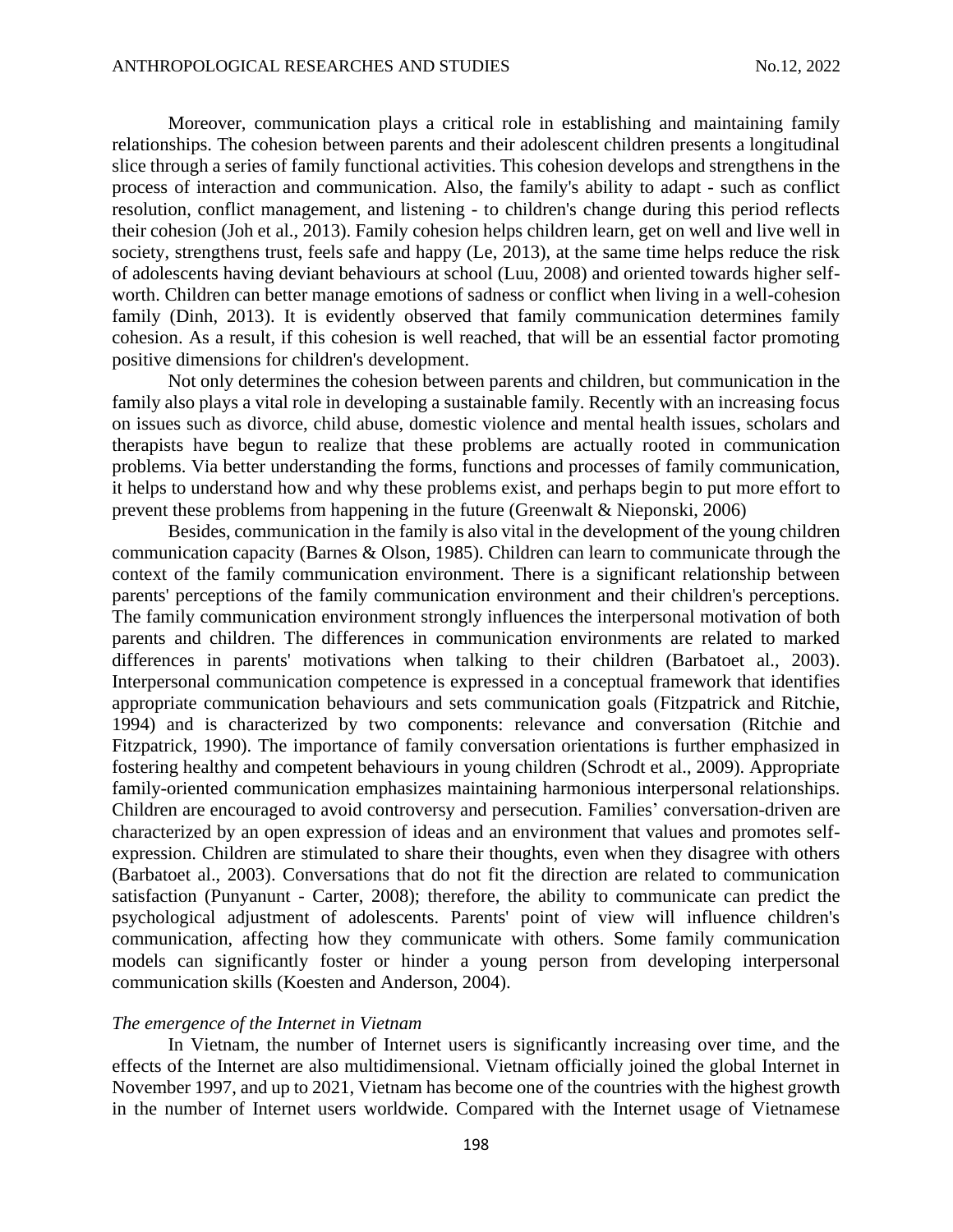Moreover, communication plays a critical role in establishing and maintaining family relationships. The cohesion between parents and their adolescent children presents a longitudinal slice through a series of family functional activities. This cohesion develops and strengthens in the process of interaction and communication. Also, the family's ability to adapt - such as conflict resolution, conflict management, and listening - to children's change during this period reflects their cohesion (Joh et al., 2013). Family cohesion helps children learn, get on well and live well in society, strengthens trust, feels safe and happy (Le, 2013), at the same time helps reduce the risk of adolescents having deviant behaviours at school (Luu, 2008) and oriented towards higher self-worth. Children can better manage emotions of sadness or conflict when living in a well-cohesion family (Dinh, 2013). It is evidently observed that family communication determines family cohesion. As a result, if this cohesion is well reached, that will be an essential factor promoting positive dimensions for children's development.

Not only determines the cohesion between parents and children, but communication in the family also plays a vital role in developing a sustainable family. Recently with an increasing focus on issues such as divorce, child abuse, domestic violence and mental health issues, scholars and therapists have begun to realize that these problems are actually rooted in communication problems. Via better understanding the forms, functions and processes of family communication, it helps to understand how and why these problems exist, and perhaps begin to put more effort to prevent these problems from happening in the future (Greenwalt & Nieponski, 2006)

Besides, communication in the family is also vital in the development of the young children communication capacity (Barnes & Olson, 1985). Children can learn to communicate through the context of the family communication environment. There is a significant relationship between parents' perceptions of the family communication environment and their children's perceptions. The family communication environment strongly influences the interpersonal motivation of both parents and children. The differences in communication environments are related to marked differences in parents' motivations when talking to their children (Barbatoet al., 2003). Interpersonal communication competence is expressed in a conceptual framework that identifies appropriate communication behaviours and sets communication goals (Fitzpatrick and Ritchie, 1994) and is characterized by two components: relevance and conversation (Ritchie and Fitzpatrick, 1990). The importance of family conversation orientations is further emphasized in fostering healthy and competent behaviours in young children (Schrodt et al., 2009). Appropriate family-oriented communication emphasizes maintaining harmonious interpersonal relationships. Children are encouraged to avoid controversy and persecution. Families' conversation-driven are characterized by an open expression of ideas and an environment that values and promotes self-expression. Children are stimulated to share their thoughts, even when they disagree with others (Barbatoet al., 2003). Conversations that do not fit the direction are related to communication satisfaction (Punyanunt - Carter, 2008); therefore, the ability to communicate can predict the psychological adjustment of adolescents. Parents' point of view will influence children's communication, affecting how they communicate with others. Some family communication models can significantly foster or hinder a young person from developing interpersonal communication skills (Koesten and Anderson, 2004).

*The emergence of the Internet in Vietnam*

In Vietnam, the number of Internet users is significantly increasing over time, and the effects of the Internet are also multidimensional. Vietnam officially joined the global Internet in November 1997, and up to 2021, Vietnam has become one of the countries with the highest growth in the number of Internet users worldwide. Compared with the Internet usage of Vietnamese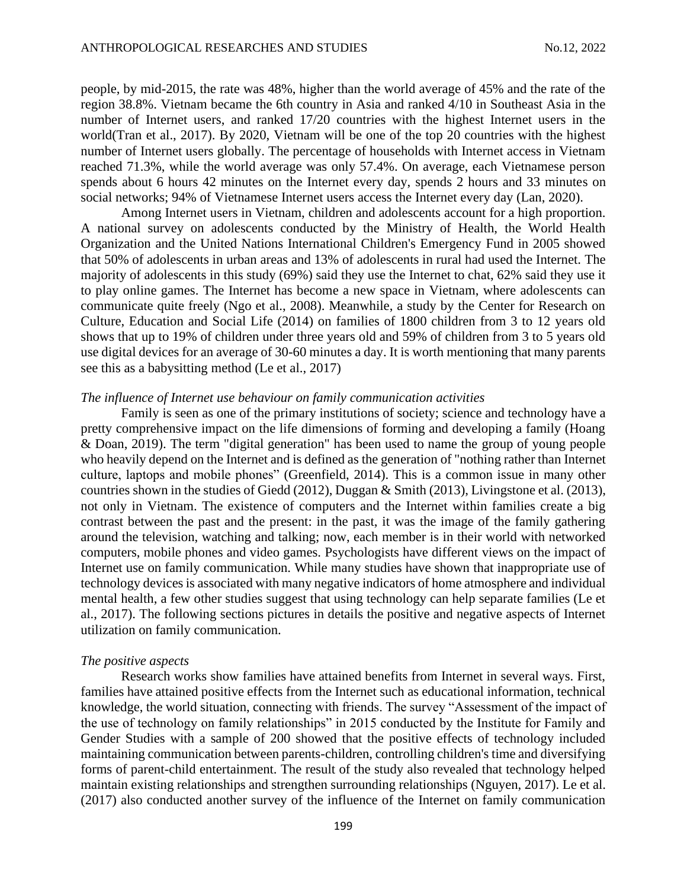people, by mid-2015, the rate was 48%, higher than the world average of 45% and the rate of the region 38.8%. Vietnam became the 6th country in Asia and ranked 4/10 in Southeast Asia in the number of Internet users, and ranked 17/20 countries with the highest Internet users in the world(Tran et al., 2017). By 2020, Vietnam will be one of the top 20 countries with the highest number of Internet users globally. The percentage of households with Internet access in Vietnam reached 71.3%, while the world average was only 57.4%. On average, each Vietnamese person spends about 6 hours 42 minutes on the Internet every day, spends 2 hours and 33 minutes on social networks; 94% of Vietnamese Internet users access the Internet every day (Lan, 2020).

Among Internet users in Vietnam, children and adolescents account for a high proportion. A national survey on adolescents conducted by the Ministry of Health, the World Health Organization and the United Nations International Children's Emergency Fund in 2005 showed that 50% of adolescents in urban areas and 13% of adolescents in rural had used the Internet. The majority of adolescents in this study (69%) said they use the Internet to chat, 62% said they use it to play online games. The Internet has become a new space in Vietnam, where adolescents can communicate quite freely (Ngo et al., 2008). Meanwhile, a study by the Center for Research on Culture, Education and Social Life (2014) on families of 1800 children from 3 to 12 years old shows that up to 19% of children under three years old and 59% of children from 3 to 5 years old use digital devices for an average of 30-60 minutes a day. It is worth mentioning that many parents see this as a babysitting method (Le et al., 2017)

*The influence of Internet use behaviour on family communication activities*

Family is seen as one of the primary institutions of society; science and technology have a pretty comprehensive impact on the life dimensions of forming and developing a family (Hoang & Doan, 2019). The term "digital generation" has been used to name the group of young people who heavily depend on the Internet and is defined as the generation of "nothing rather than Internet culture, laptops and mobile phones" (Greenfield, 2014). This is a common issue in many other countries shown in the studies of Giedd (2012), Duggan & Smith (2013), Livingstone et al. (2013), not only in Vietnam. The existence of computers and the Internet within families create a big contrast between the past and the present: in the past, it was the image of the family gathering around the television, watching and talking; now, each member is in their world with networked computers, mobile phones and video games. Psychologists have different views on the impact of Internet use on family communication. While many studies have shown that inappropriate use of technology devices is associated with many negative indicators of home atmosphere and individual mental health, a few other studies suggest that using technology can help separate families (Le et al., 2017). The following sections pictures in details the positive and negative aspects of Internet utilization on family communication.

*The positive aspects*

Research works show families have attained benefits from Internet in several ways. First, families have attained positive effects from the Internet such as educational information, technical knowledge, the world situation, connecting with friends. The survey "Assessment of the impact of the use of technology on family relationships" in 2015 conducted by the Institute for Family and Gender Studies with a sample of 200 showed that the positive effects of technology included maintaining communication between parents-children, controlling children's time and diversifying forms of parent-child entertainment. The result of the study also revealed that technology helped maintain existing relationships and strengthen surrounding relationships (Nguyen, 2017). Le et al. (2017) also conducted another survey of the influence of the Internet on family communication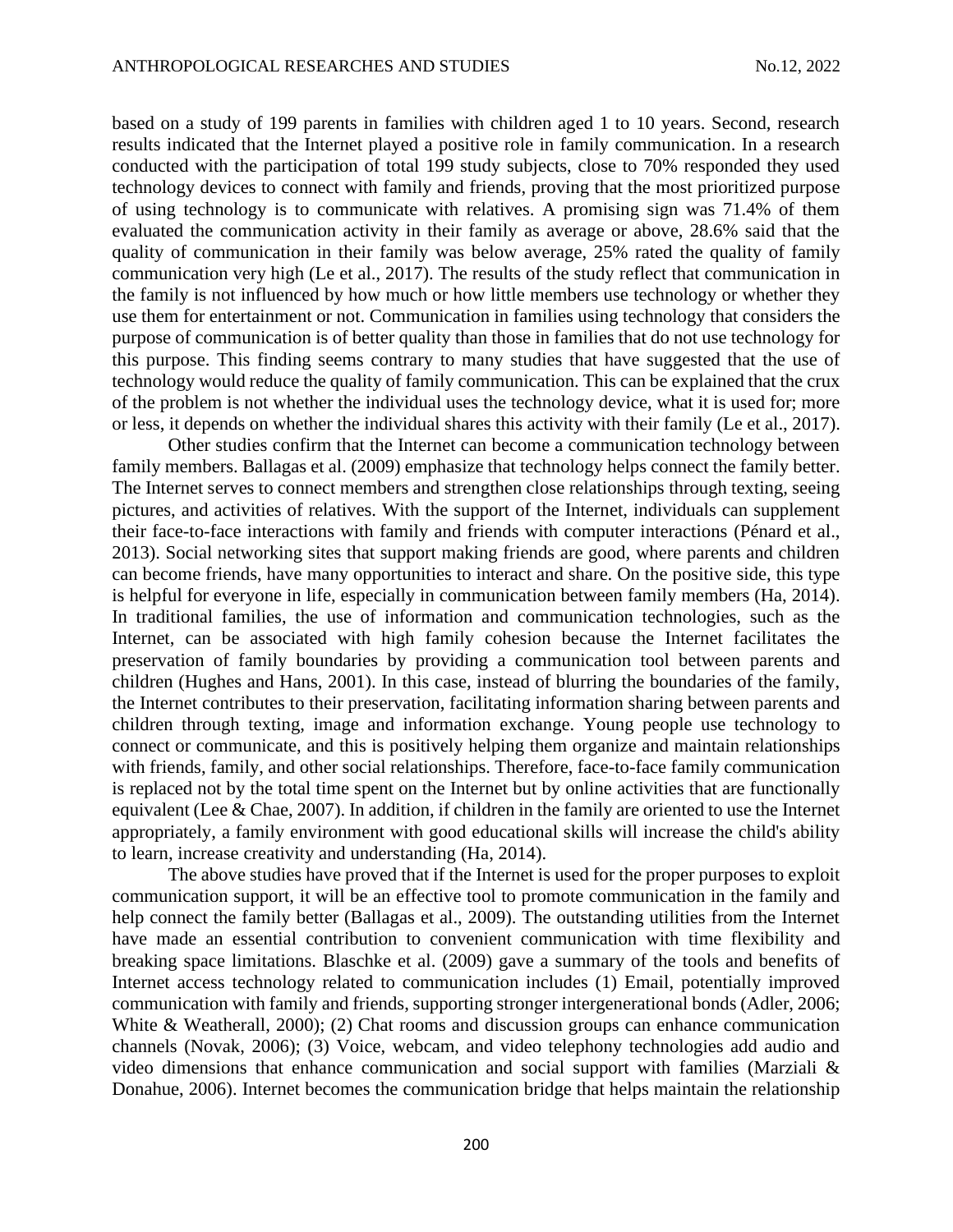based on a study of 199 parents in families with children aged 1 to 10 years. Second, research results indicated that the Internet played a positive role in family communication. In a research conducted with the participation of total 199 study subjects, close to 70% responded they used technology devices to connect with family and friends, proving that the most prioritized purpose of using technology is to communicate with relatives. A promising sign was 71.4% of them evaluated the communication activity in their family as average or above, 28.6% said that the quality of communication in their family was below average, 25% rated the quality of family communication very high (Le et al., 2017). The results of the study reflect that communication in the family is not influenced by how much or how little members use technology or whether they use them for entertainment or not. Communication in families using technology that considers the purpose of communication is of better quality than those in families that do not use technology for this purpose. This finding seems contrary to many studies that have suggested that the use of technology would reduce the quality of family communication. This can be explained that the crux of the problem is not whether the individual uses the technology device, what it is used for; more or less, it depends on whether the individual shares this activity with their family (Le et al., 2017).

Other studies confirm that the Internet can become a communication technology between family members. Ballagas et al. (2009) emphasize that technology helps connect the family better. The Internet serves to connect members and strengthen close relationships through texting, seeing pictures, and activities of relatives. With the support of the Internet, individuals can supplement their face-to-face interactions with family and friends with computer interactions (Pénard et al., 2013). Social networking sites that support making friends are good, where parents and children can become friends, have many opportunities to interact and share. On the positive side, this type is helpful for everyone in life, especially in communication between family members (Ha, 2014). In traditional families, the use of information and communication technologies, such as the Internet, can be associated with high family cohesion because the Internet facilitates the preservation of family boundaries by providing a communication tool between parents and children (Hughes and Hans, 2001). In this case, instead of blurring the boundaries of the family, the Internet contributes to their preservation, facilitating information sharing between parents and children through texting, image and information exchange. Young people use technology to connect or communicate, and this is positively helping them organize and maintain relationships with friends, family, and other social relationships. Therefore, face-to-face family communication is replaced not by the total time spent on the Internet but by online activities that are functionally equivalent (Lee & Chae, 2007). In addition, if children in the family are oriented to use the Internet appropriately, a family environment with good educational skills will increase the child's ability to learn, increase creativity and understanding (Ha, 2014).

The above studies have proved that if the Internet is used for the proper purposes to exploit communication support, it will be an effective tool to promote communication in the family and help connect the family better (Ballagas et al., 2009). The outstanding utilities from the Internet have made an essential contribution to convenient communication with time flexibility and breaking space limitations. Blaschke et al. (2009) gave a summary of the tools and benefits of Internet access technology related to communication includes (1) Email, potentially improved communication with family and friends, supporting stronger intergenerational bonds (Adler, 2006; White & Weatherall, 2000); (2) Chat rooms and discussion groups can enhance communication channels (Novak, 2006); (3) Voice, webcam, and video telephony technologies add audio and video dimensions that enhance communication and social support with families (Marziali & Donahue, 2006). Internet becomes the communication bridge that helps maintain the relationship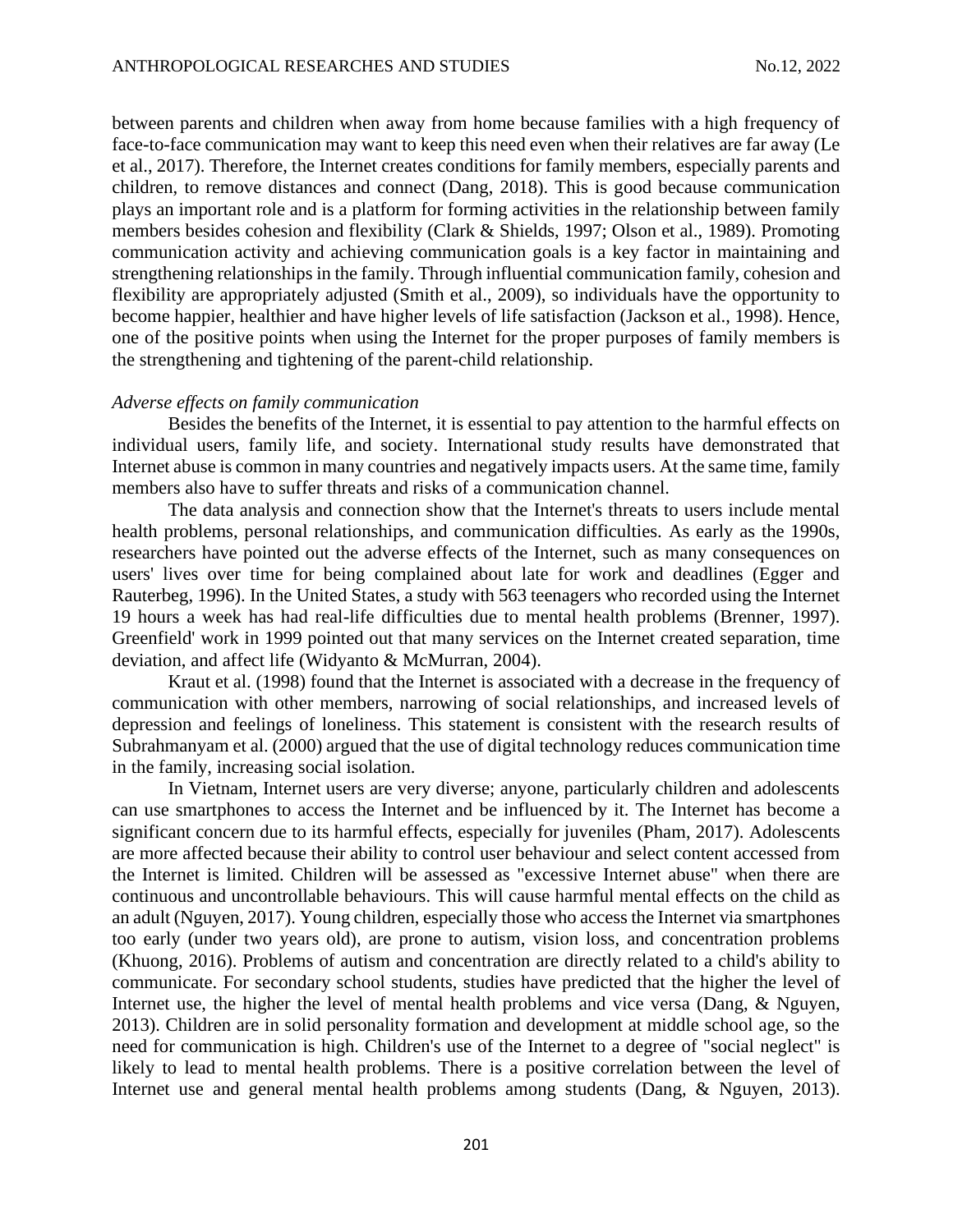between parents and children when away from home because families with a high frequency of face-to-face communication may want to keep this need even when their relatives are far away (Le et al., 2017). Therefore, the Internet creates conditions for family members, especially parents and children, to remove distances and connect (Dang, 2018). This is good because communication plays an important role and is a platform for forming activities in the relationship between family members besides cohesion and flexibility (Clark & Shields, 1997; Olson et al., 1989). Promoting communication activity and achieving communication goals is a key factor in maintaining and strengthening relationships in the family. Through influential communication family, cohesion and flexibility are appropriately adjusted (Smith et al., 2009), so individuals have the opportunity to become happier, healthier and have higher levels of life satisfaction (Jackson et al., 1998). Hence, one of the positive points when using the Internet for the proper purposes of family members is the strengthening and tightening of the parent-child relationship.

*Adverse effects on family communication*

Besides the benefits of the Internet, it is essential to pay attention to the harmful effects on individual users, family life, and society. International study results have demonstrated that Internet abuse is common in many countries and negatively impacts users. At the same time, family members also have to suffer threats and risks of a communication channel.

The data analysis and connection show that the Internet's threats to users include mental health problems, personal relationships, and communication difficulties. As early as the 1990s, researchers have pointed out the adverse effects of the Internet, such as many consequences on users' lives over time for being complained about late for work and deadlines (Egger and Rauterbeg, 1996). In the United States, a study with 563 teenagers who recorded using the Internet 19 hours a week has had real-life difficulties due to mental health problems (Brenner, 1997). Greenfield' work in 1999 pointed out that many services on the Internet created separation, time deviation, and affect life (Widyanto & McMurran, 2004).

Kraut et al. (1998) found that the Internet is associated with a decrease in the frequency of communication with other members, narrowing of social relationships, and increased levels of depression and feelings of loneliness. This statement is consistent with the research results of Subrahmanyam et al. (2000) argued that the use of digital technology reduces communication time in the family, increasing social isolation.

In Vietnam, Internet users are very diverse; anyone, particularly children and adolescents can use smartphones to access the Internet and be influenced by it. The Internet has become a significant concern due to its harmful effects, especially for juveniles (Pham, 2017). Adolescents are more affected because their ability to control user behaviour and select content accessed from the Internet is limited. Children will be assessed as "excessive Internet abuse" when there are continuous and uncontrollable behaviours. This will cause harmful mental effects on the child as an adult (Nguyen, 2017). Young children, especially those who access the Internet via smartphones too early (under two years old), are prone to autism, vision loss, and concentration problems (Khuong, 2016). Problems of autism and concentration are directly related to a child's ability to communicate. For secondary school students, studies have predicted that the higher the level of Internet use, the higher the level of mental health problems and vice versa (Dang, & Nguyen, 2013). Children are in solid personality formation and development at middle school age, so the need for communication is high. Children's use of the Internet to a degree of "social neglect" is likely to lead to mental health problems. There is a positive correlation between the level of Internet use and general mental health problems among students (Dang, & Nguyen, 2013).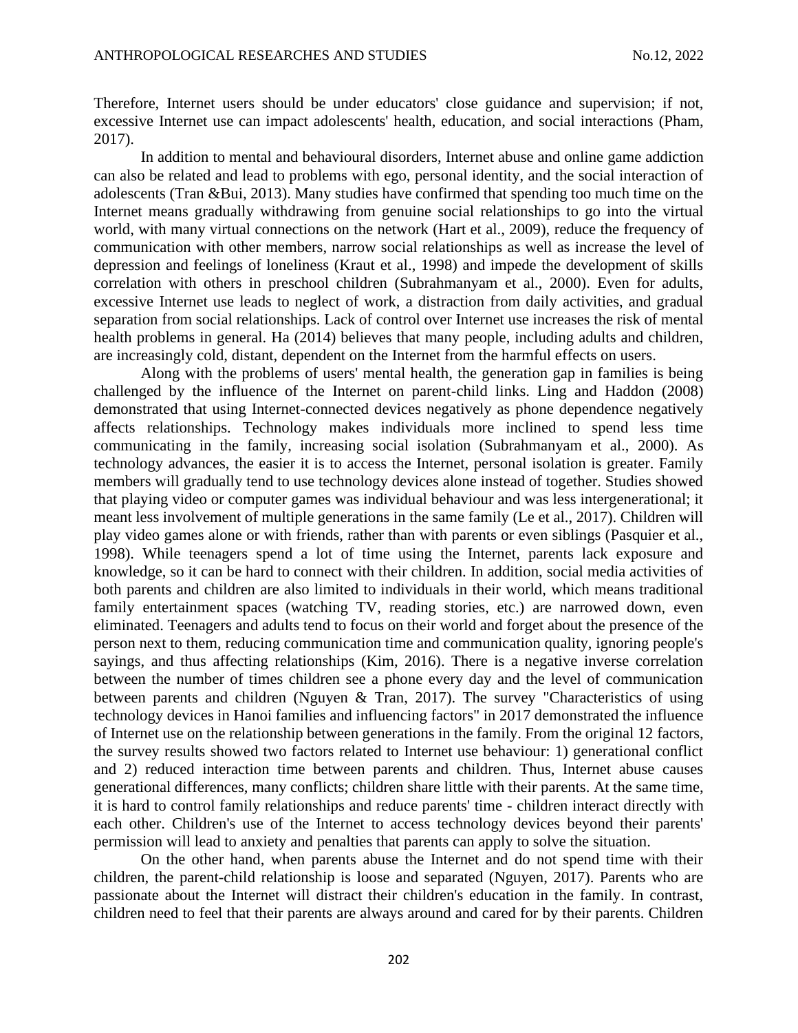Therefore, Internet users should be under educators' close guidance and supervision; if not, excessive Internet use can impact adolescents' health, education, and social interactions (Pham, 2017).

In addition to mental and behavioural disorders, Internet abuse and online game addiction can also be related and lead to problems with ego, personal identity, and the social interaction of adolescents (Tran &Bui, 2013). Many studies have confirmed that spending too much time on the Internet means gradually withdrawing from genuine social relationships to go into the virtual world, with many virtual connections on the network (Hart et al., 2009), reduce the frequency of communication with other members, narrow social relationships as well as increase the level of depression and feelings of loneliness (Kraut et al., 1998) and impede the development of skills correlation with others in preschool children (Subrahmanyam et al., 2000). Even for adults, excessive Internet use leads to neglect of work, a distraction from daily activities, and gradual separation from social relationships. Lack of control over Internet use increases the risk of mental health problems in general. Ha (2014) believes that many people, including adults and children, are increasingly cold, distant, dependent on the Internet from the harmful effects on users.

Along with the problems of users' mental health, the generation gap in families is being challenged by the influence of the Internet on parent-child links. Ling and Haddon (2008) demonstrated that using Internet-connected devices negatively as phone dependence negatively affects relationships. Technology makes individuals more inclined to spend less time communicating in the family, increasing social isolation (Subrahmanyam et al., 2000). As technology advances, the easier it is to access the Internet, personal isolation is greater. Family members will gradually tend to use technology devices alone instead of together. Studies showed that playing video or computer games was individual behaviour and was less intergenerational; it meant less involvement of multiple generations in the same family (Le et al., 2017). Children will play video games alone or with friends, rather than with parents or even siblings (Pasquier et al., 1998). While teenagers spend a lot of time using the Internet, parents lack exposure and knowledge, so it can be hard to connect with their children. In addition, social media activities of both parents and children are also limited to individuals in their world, which means traditional family entertainment spaces (watching TV, reading stories, etc.) are narrowed down, even eliminated. Teenagers and adults tend to focus on their world and forget about the presence of the person next to them, reducing communication time and communication quality, ignoring people's sayings, and thus affecting relationships (Kim, 2016). There is a negative inverse correlation between the number of times children see a phone every day and the level of communication between parents and children (Nguyen & Tran, 2017). The survey "Characteristics of using technology devices in Hanoi families and influencing factors" in 2017 demonstrated the influence of Internet use on the relationship between generations in the family. From the original 12 factors, the survey results showed two factors related to Internet use behaviour: 1) generational conflict and 2) reduced interaction time between parents and children. Thus, Internet abuse causes generational differences, many conflicts; children share little with their parents. At the same time, it is hard to control family relationships and reduce parents' time - children interact directly with each other. Children's use of the Internet to access technology devices beyond their parents' permission will lead to anxiety and penalties that parents can apply to solve the situation.

On the other hand, when parents abuse the Internet and do not spend time with their children, the parent-child relationship is loose and separated (Nguyen, 2017). Parents who are passionate about the Internet will distract their children's education in the family. In contrast, children need to feel that their parents are always around and cared for by their parents. Children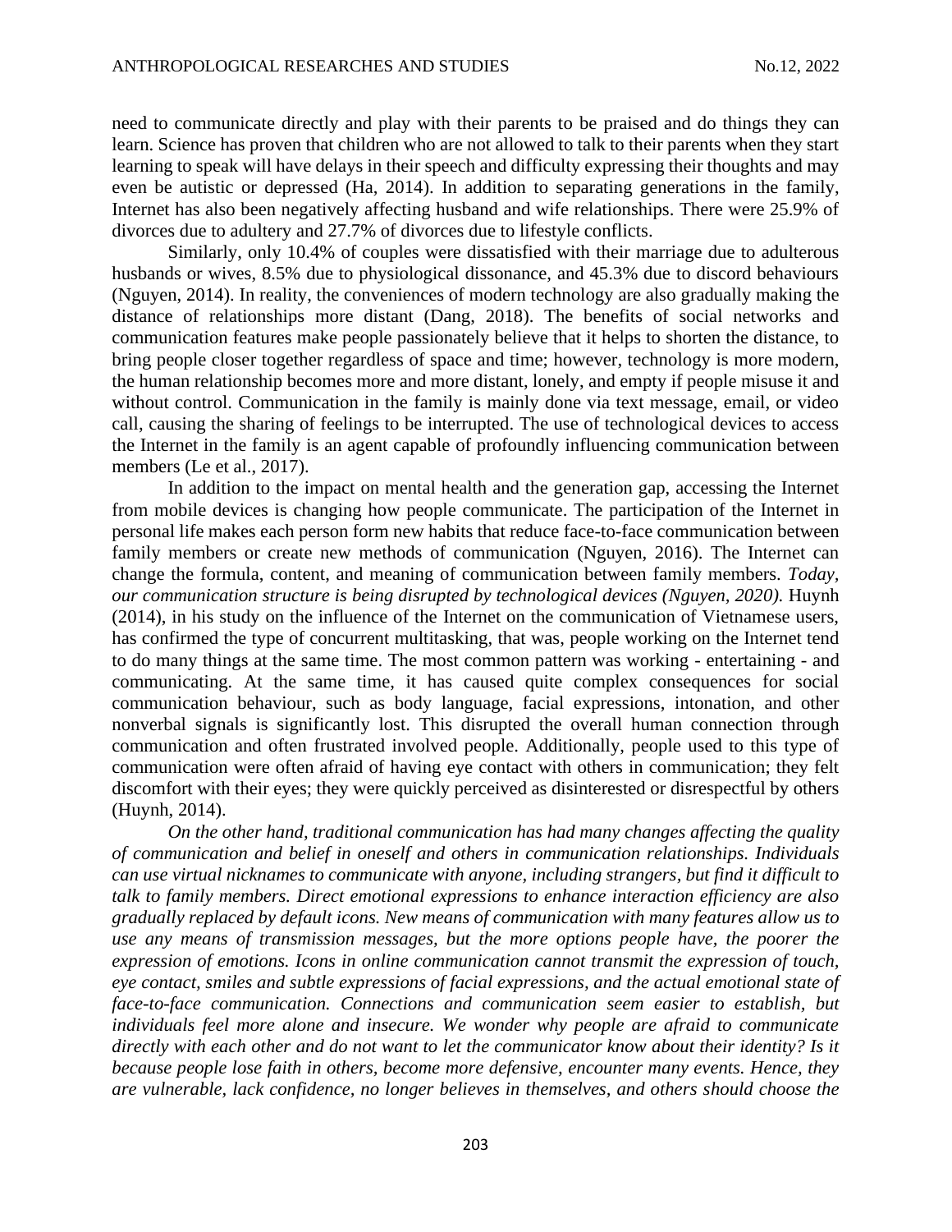need to communicate directly and play with their parents to be praised and do things they can learn. Science has proven that children who are not allowed to talk to their parents when they start learning to speak will have delays in their speech and difficulty expressing their thoughts and may even be autistic or depressed (Ha, 2014). In addition to separating generations in the family, Internet has also been negatively affecting husband and wife relationships. There were 25.9% of divorces due to adultery and 27.7% of divorces due to lifestyle conflicts.

Similarly, only 10.4% of couples were dissatisfied with their marriage due to adulterous husbands or wives, 8.5% due to physiological dissonance, and 45.3% due to discord behaviours (Nguyen, 2014). In reality, the conveniences of modern technology are also gradually making the distance of relationships more distant (Dang, 2018). The benefits of social networks and communication features make people passionately believe that it helps to shorten the distance, to bring people closer together regardless of space and time; however, technology is more modern, the human relationship becomes more and more distant, lonely, and empty if people misuse it and without control. Communication in the family is mainly done via text message, email, or video call, causing the sharing of feelings to be interrupted. The use of technological devices to access the Internet in the family is an agent capable of profoundly influencing communication between members (Le et al., 2017).

In addition to the impact on mental health and the generation gap, accessing the Internet from mobile devices is changing how people communicate. The participation of the Internet in personal life makes each person form new habits that reduce face-to-face communication between family members or create new methods of communication (Nguyen, 2016). The Internet can change the formula, content, and meaning of communication between family members. *Today, our communication structure is being disrupted by technological devices (Nguyen, 2020).* Huynh (2014), in his study on the influence of the Internet on the communication of Vietnamese users, has confirmed the type of concurrent multitasking, that was, people working on the Internet tend to do many things at the same time. The most common pattern was working - entertaining - and communicating. At the same time, it has caused quite complex consequences for social communication behaviour, such as body language, facial expressions, intonation, and other nonverbal signals is significantly lost. This disrupted the overall human connection through communication and often frustrated involved people. Additionally, people used to this type of communication were often afraid of having eye contact with others in communication; they felt discomfort with their eyes; they were quickly perceived as disinterested or disrespectful by others (Huynh, 2014).

*On the other hand, traditional communication has had many changes affecting the quality of communication and belief in oneself and others in communication relationships. Individuals can use virtual nicknames to communicate with anyone, including strangers, but find it difficult to talk to family members. Direct emotional expressions to enhance interaction efficiency are also gradually replaced by default icons. New means of communication with many features allow us to use any means of transmission messages, but the more options people have, the poorer the expression of emotions. Icons in online communication cannot transmit the expression of touch, eye contact, smiles and subtle expressions of facial expressions, and the actual emotional state of face-to-face communication. Connections and communication seem easier to establish, but individuals feel more alone and insecure. We wonder why people are afraid to communicate directly with each other and do not want to let the communicator know about their identity? Is it because people lose faith in others, become more defensive, encounter many events. Hence, they are vulnerable, lack confidence, no longer believes in themselves, and others should choose the*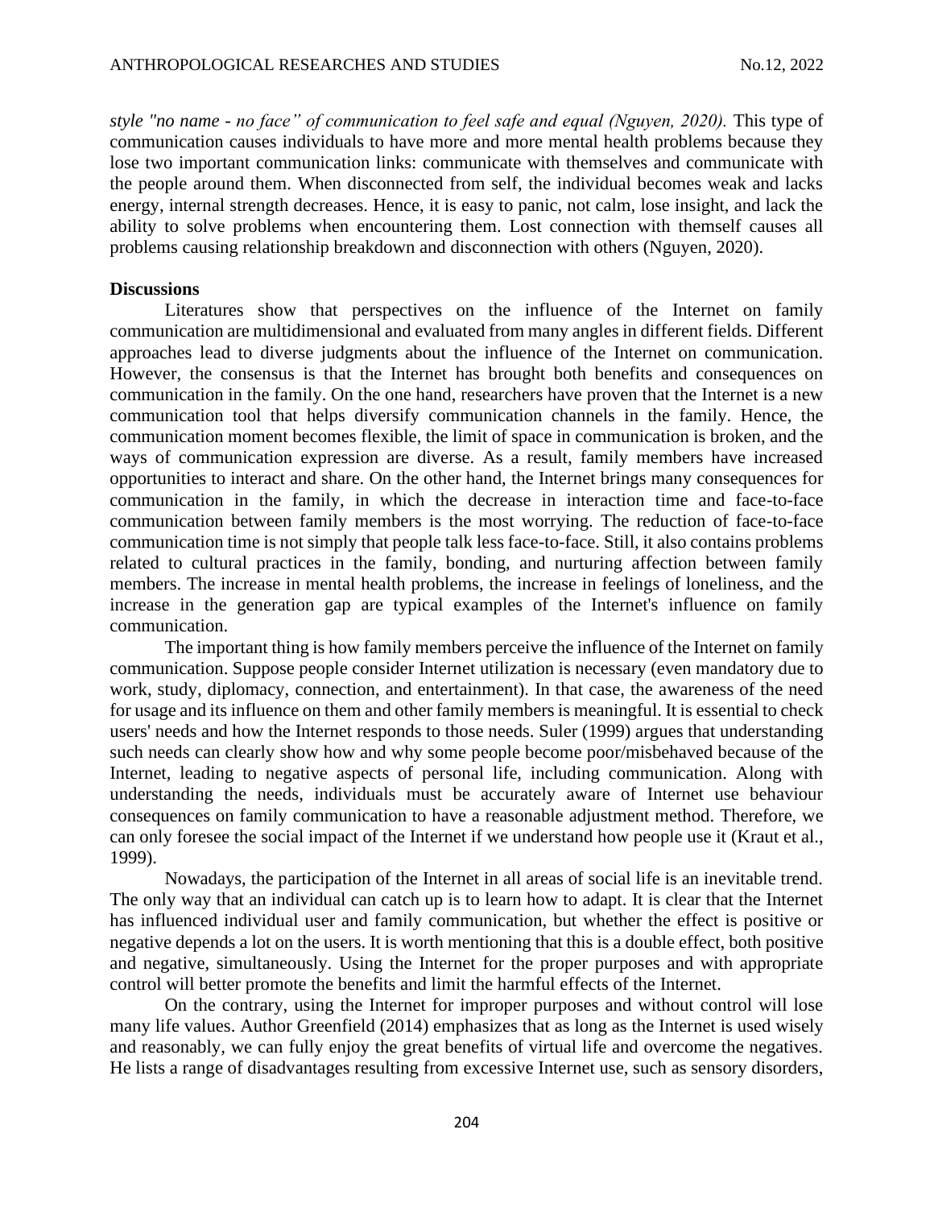*style "no name - no face" of communication to feel safe and equal (Nguyen, 2020).* This type of communication causes individuals to have more and more mental health problems because they lose two important communication links: communicate with themselves and communicate with the people around them. When disconnected from self, the individual becomes weak and lacks energy, internal strength decreases. Hence, it is easy to panic, not calm, lose insight, and lack the ability to solve problems when encountering them. Lost connection with themself causes all problems causing relationship breakdown and disconnection with others (Nguyen, 2020).

## Discussions

Literatures show that perspectives on the influence of the Internet on family communication are multidimensional and evaluated from many angles in different fields. Different approaches lead to diverse judgments about the influence of the Internet on communication. However, the consensus is that the Internet has brought both benefits and consequences on communication in the family. On the one hand, researchers have proven that the Internet is a new communication tool that helps diversify communication channels in the family. Hence, the communication moment becomes flexible, the limit of space in communication is broken, and the ways of communication expression are diverse. As a result, family members have increased opportunities to interact and share. On the other hand, the Internet brings many consequences for communication in the family, in which the decrease in interaction time and face-to-face communication between family members is the most worrying. The reduction of face-to-face communication time is not simply that people talk less face-to-face. Still, it also contains problems related to cultural practices in the family, bonding, and nurturing affection between family members. The increase in mental health problems, the increase in feelings of loneliness, and the increase in the generation gap are typical examples of the Internet's influence on family communication.

The important thing is how family members perceive the influence of the Internet on family communication. Suppose people consider Internet utilization is necessary (even mandatory due to work, study, diplomacy, connection, and entertainment). In that case, the awareness of the need for usage and its influence on them and other family members is meaningful. It is essential to check users' needs and how the Internet responds to those needs. Suler (1999) argues that understanding such needs can clearly show how and why some people become poor/misbehaved because of the Internet, leading to negative aspects of personal life, including communication. Along with understanding the needs, individuals must be accurately aware of Internet use behaviour consequences on family communication to have a reasonable adjustment method. Therefore, we can only foresee the social impact of the Internet if we understand how people use it (Kraut et al., 1999).

Nowadays, the participation of the Internet in all areas of social life is an inevitable trend. The only way that an individual can catch up is to learn how to adapt. It is clear that the Internet has influenced individual user and family communication, but whether the effect is positive or negative depends a lot on the users. It is worth mentioning that this is a double effect, both positive and negative, simultaneously. Using the Internet for the proper purposes and with appropriate control will better promote the benefits and limit the harmful effects of the Internet.

On the contrary, using the Internet for improper purposes and without control will lose many life values. Author Greenfield (2014) emphasizes that as long as the Internet is used wisely and reasonably, we can fully enjoy the great benefits of virtual life and overcome the negatives. He lists a range of disadvantages resulting from excessive Internet use, such as sensory disorders,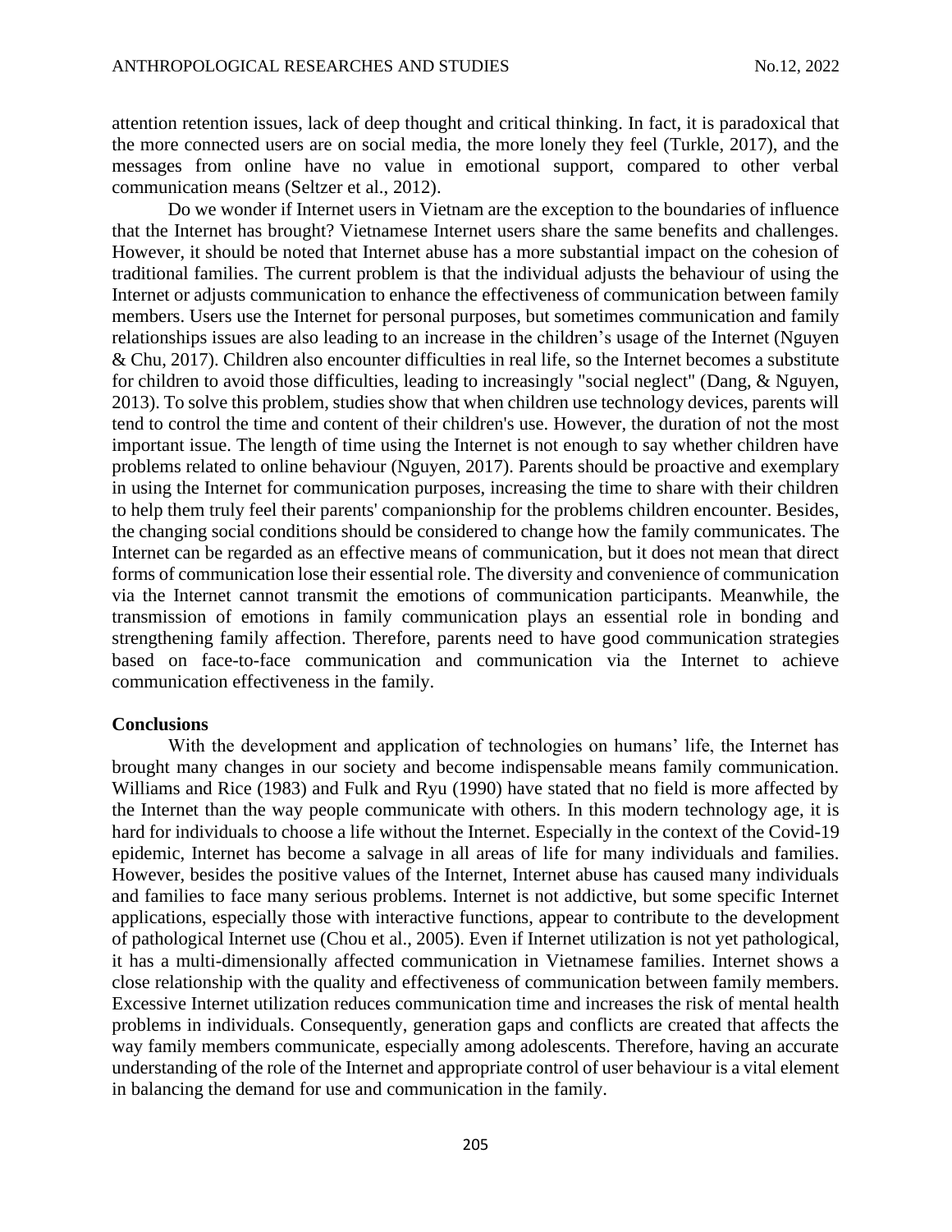attention retention issues, lack of deep thought and critical thinking. In fact, it is paradoxical that the more connected users are on social media, the more lonely they feel (Turkle, 2017), and the messages from online have no value in emotional support, compared to other verbal communication means (Seltzer et al., 2012).

Do we wonder if Internet users in Vietnam are the exception to the boundaries of influence that the Internet has brought? Vietnamese Internet users share the same benefits and challenges. However, it should be noted that Internet abuse has a more substantial impact on the cohesion of traditional families. The current problem is that the individual adjusts the behaviour of using the Internet or adjusts communication to enhance the effectiveness of communication between family members. Users use the Internet for personal purposes, but sometimes communication and family relationships issues are also leading to an increase in the children's usage of the Internet (Nguyen & Chu, 2017). Children also encounter difficulties in real life, so the Internet becomes a substitute for children to avoid those difficulties, leading to increasingly "social neglect" (Dang, & Nguyen, 2013). To solve this problem, studies show that when children use technology devices, parents will tend to control the time and content of their children's use. However, the duration of not the most important issue. The length of time using the Internet is not enough to say whether children have problems related to online behaviour (Nguyen, 2017). Parents should be proactive and exemplary in using the Internet for communication purposes, increasing the time to share with their children to help them truly feel their parents' companionship for the problems children encounter. Besides, the changing social conditions should be considered to change how the family communicates. The Internet can be regarded as an effective means of communication, but it does not mean that direct forms of communication lose their essential role. The diversity and convenience of communication via the Internet cannot transmit the emotions of communication participants. Meanwhile, the transmission of emotions in family communication plays an essential role in bonding and strengthening family affection. Therefore, parents need to have good communication strategies based on face-to-face communication and communication via the Internet to achieve communication effectiveness in the family.

## Conclusions

With the development and application of technologies on humans' life, the Internet has brought many changes in our society and become indispensable means family communication. Williams and Rice (1983) and Fulk and Ryu (1990) have stated that no field is more affected by the Internet than the way people communicate with others. In this modern technology age, it is hard for individuals to choose a life without the Internet. Especially in the context of the Covid-19 epidemic, Internet has become a salvage in all areas of life for many individuals and families. However, besides the positive values of the Internet, Internet abuse has caused many individuals and families to face many serious problems. Internet is not addictive, but some specific Internet applications, especially those with interactive functions, appear to contribute to the development of pathological Internet use (Chou et al., 2005). Even if Internet utilization is not yet pathological, it has a multi-dimensionally affected communication in Vietnamese families. Internet shows a close relationship with the quality and effectiveness of communication between family members. Excessive Internet utilization reduces communication time and increases the risk of mental health problems in individuals. Consequently, generation gaps and conflicts are created that affects the way family members communicate, especially among adolescents. Therefore, having an accurate understanding of the role of the Internet and appropriate control of user behaviour is a vital element in balancing the demand for use and communication in the family.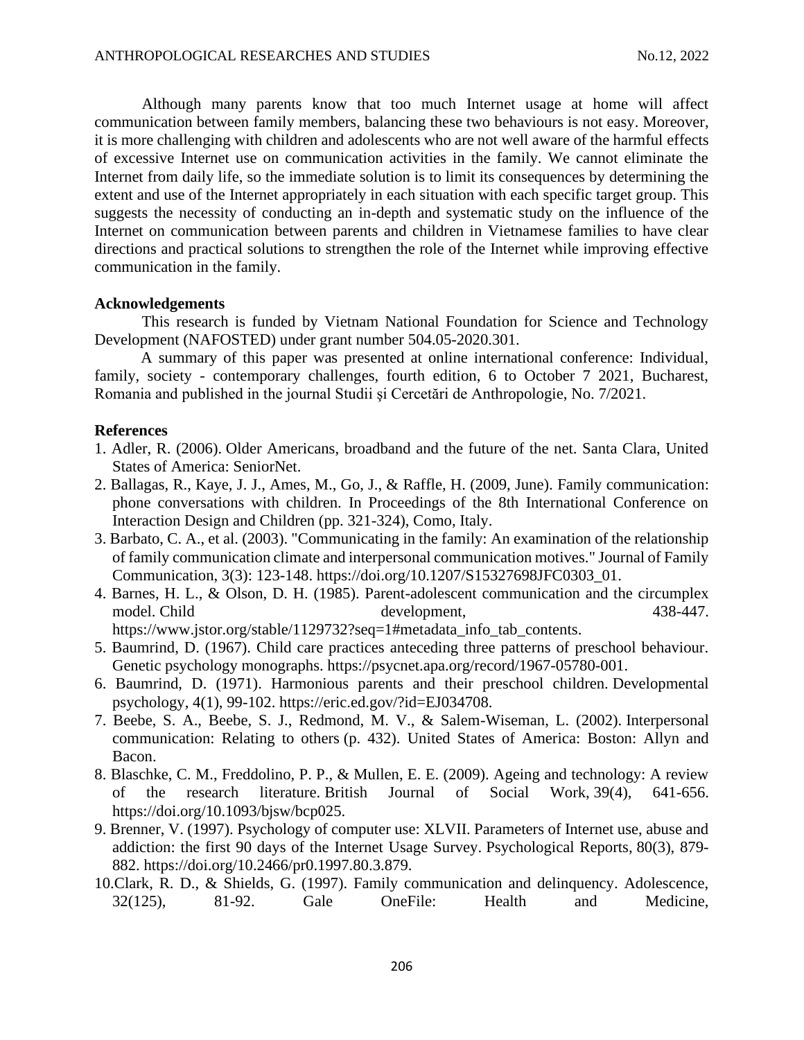Although many parents know that too much Internet usage at home will affect communication between family members, balancing these two behaviours is not easy. Moreover, it is more challenging with children and adolescents who are not well aware of the harmful effects of excessive Internet use on communication activities in the family. We cannot eliminate the Internet from daily life, so the immediate solution is to limit its consequences by determining the extent and use of the Internet appropriately in each situation with each specific target group. This suggests the necessity of conducting an in-depth and systematic study on the influence of the Internet on communication between parents and children in Vietnamese families to have clear directions and practical solutions to strengthen the role of the Internet while improving effective communication in the family.

## Acknowledgements

This research is funded by Vietnam National Foundation for Science and Technology Development (NAFOSTED) under grant number 504.05-2020.301.

A summary of this paper was presented at online international conference: Individual, family, society - contemporary challenges, fourth edition, 6 to October 7 2021, Bucharest, Romania and published in the journal Studii şi Cercetări de Anthropologie, No. 7/2021.

## References

1. Adler, R. (2006). Older Americans, broadband and the future of the net. Santa Clara, United States of America: SeniorNet.
2. Ballagas, R., Kaye, J. J., Ames, M., Go, J., & Raffle, H. (2009, June). Family communication: phone conversations with children. In Proceedings of the 8th International Conference on Interaction Design and Children (pp. 321-324), Como, Italy.
3. Barbato, C. A., et al. (2003). "Communicating in the family: An examination of the relationship of family communication climate and interpersonal communication motives." Journal of Family Communication, 3(3): 123-148. https://doi.org/10.1207/S15327698JFC0303_01.
4. Barnes, H. L., & Olson, D. H. (1985). Parent-adolescent communication and the circumplex model. Child development, 438-447. https://www.jstor.org/stable/1129732?seq=1#metadata_info_tab_contents.
5. Baumrind, D. (1967). Child care practices anteceding three patterns of preschool behaviour. Genetic psychology monographs. https://psycnet.apa.org/record/1967-05780-001.
6. Baumrind, D. (1971). Harmonious parents and their preschool children. Developmental psychology, 4(1), 99-102. https://eric.ed.gov/?id=EJ034708.
7. Beebe, S. A., Beebe, S. J., Redmond, M. V., & Salem-Wiseman, L. (2002). Interpersonal communication: Relating to others (p. 432). United States of America: Boston: Allyn and Bacon.
8. Blaschke, C. M., Freddolino, P. P., & Mullen, E. E. (2009). Ageing and technology: A review of the research literature. British Journal of Social Work, 39(4), 641-656. https://doi.org/10.1093/bjsw/bcp025.
9. Brenner, V. (1997). Psychology of computer use: XLVII. Parameters of Internet use, abuse and addiction: the first 90 days of the Internet Usage Survey. Psychological Reports, 80(3), 879-882. https://doi.org/10.2466/pr0.1997.80.3.879.
10. Clark, R. D., & Shields, G. (1997). Family communication and delinquency. Adolescence, 32(125), 81-92. Gale OneFile: Health and Medicine,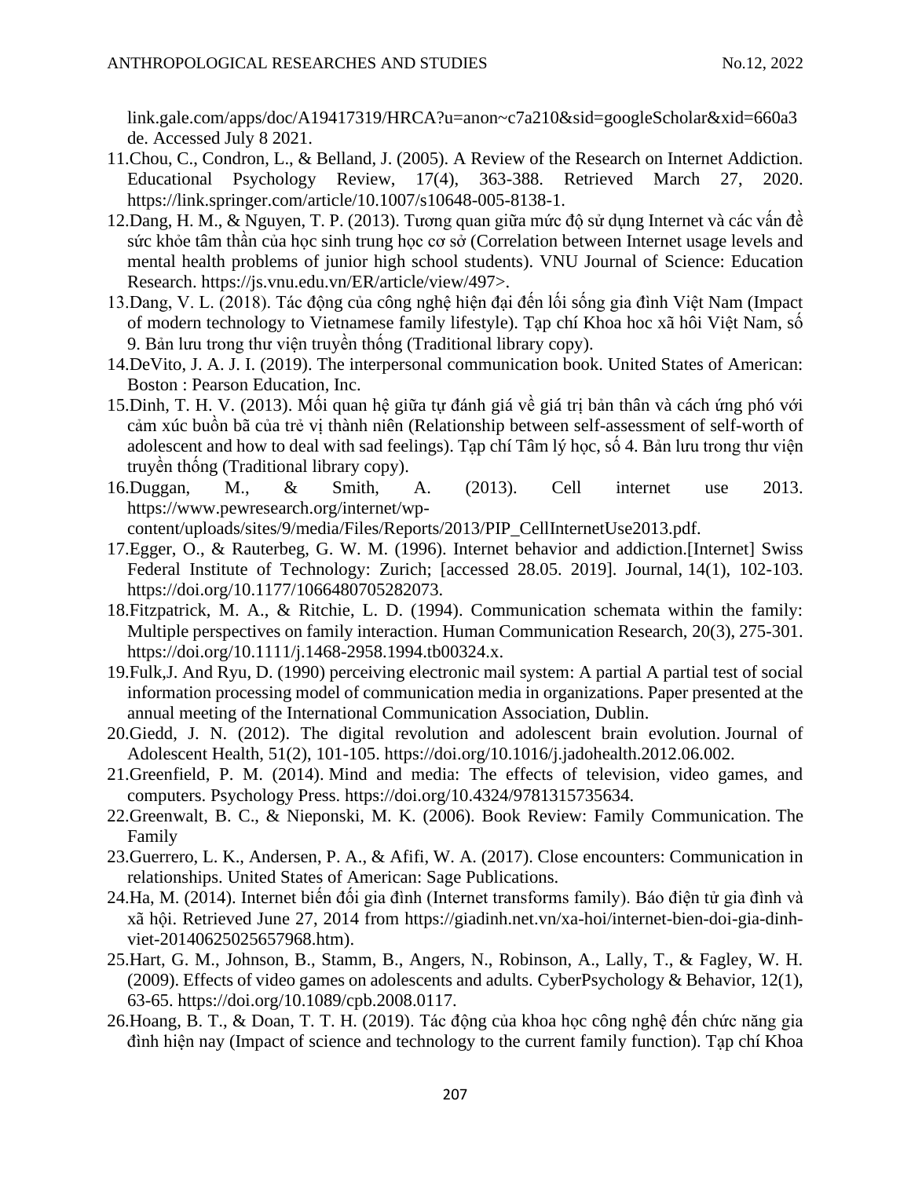link.gale.com/apps/doc/A19417319/HRCA?u=anon~c7a210&sid=googleScholar&xid=660a3de. Accessed July 8 2021.

11. Chou, C., Condron, L., & Belland, J. (2005). A Review of the Research on Internet Addiction. Educational Psychology Review, 17(4), 363-388. Retrieved March 27, 2020. https://link.springer.com/article/10.1007/s10648-005-8138-1.
12. Dang, H. M., & Nguyen, T. P. (2013). Tương quan giữa mức độ sử dụng Internet và các vấn đề sức khỏe tâm thần của học sinh trung học cơ sở (Correlation between Internet usage levels and mental health problems of junior high school students). VNU Journal of Science: Education Research. https://js.vnu.edu.vn/ER/article/view/497>.
13. Dang, V. L. (2018). Tác động của công nghệ hiện đại đến lối sống gia đình Việt Nam (Impact of modern technology to Vietnamese family lifestyle). Tạp chí Khoa hoc xã hôi Việt Nam, số 9. Bản lưu trong thư viện truyền thống (Traditional library copy).
14. DeVito, J. A. J. I. (2019). The interpersonal communication book. United States of American: Boston : Pearson Education, Inc.
15. Dinh, T. H. V. (2013). Mối quan hệ giữa tự đánh giá về giá trị bản thân và cách ứng phó với cảm xúc buồn bã của trẻ vị thành niên (Relationship between self-assessment of self-worth of adolescent and how to deal with sad feelings). Tạp chí Tâm lý học, số 4. Bản lưu trong thư viện truyền thống (Traditional library copy).
16. Duggan, M., & Smith, A. (2013). Cell internet use 2013. https://www.pewresearch.org/internet/wp-content/uploads/sites/9/media/Files/Reports/2013/PIP_CellInternetUse2013.pdf.
17. Egger, O., & Rauterbeg, G. W. M. (1996). Internet behavior and addiction.[Internet] Swiss Federal Institute of Technology: Zurich; [accessed 28.05. 2019]. Journal, 14(1), 102-103. https://doi.org/10.1177/1066480705282073.
18. Fitzpatrick, M. A., & Ritchie, L. D. (1994). Communication schemata within the family: Multiple perspectives on family interaction. Human Communication Research, 20(3), 275-301. https://doi.org/10.1111/j.1468-2958.1994.tb00324.x.
19. Fulk,J. And Ryu, D. (1990) perceiving electronic mail system: A partial A partial test of social information processing model of communication media in organizations. Paper presented at the annual meeting of the International Communication Association, Dublin.
20. Giedd, J. N. (2012). The digital revolution and adolescent brain evolution. Journal of Adolescent Health, 51(2), 101-105. https://doi.org/10.1016/j.jadohealth.2012.06.002.
21. Greenfield, P. M. (2014). Mind and media: The effects of television, video games, and computers. Psychology Press. https://doi.org/10.4324/9781315735634.
22. Greenwalt, B. C., & Nieponski, M. K. (2006). Book Review: Family Communication. The Family
23. Guerrero, L. K., Andersen, P. A., & Afifi, W. A. (2017). Close encounters: Communication in relationships. United States of American: Sage Publications.
24. Ha, M. (2014). Internet biến đổi gia đình (Internet transforms family). Báo điện tử gia đình và xã hội. Retrieved June 27, 2014 from https://giadinh.net.vn/xa-hoi/internet-bien-doi-gia-dinh-viet-20140625025657968.htm).
25. Hart, G. M., Johnson, B., Stamm, B., Angers, N., Robinson, A., Lally, T., & Fagley, W. H. (2009). Effects of video games on adolescents and adults. CyberPsychology & Behavior, 12(1), 63-65. https://doi.org/10.1089/cpb.2008.0117.
26. Hoang, B. T., & Doan, T. T. H. (2019). Tác động của khoa học công nghệ đến chức năng gia đình hiện nay (Impact of science and technology to the current family function). Tạp chí Khoa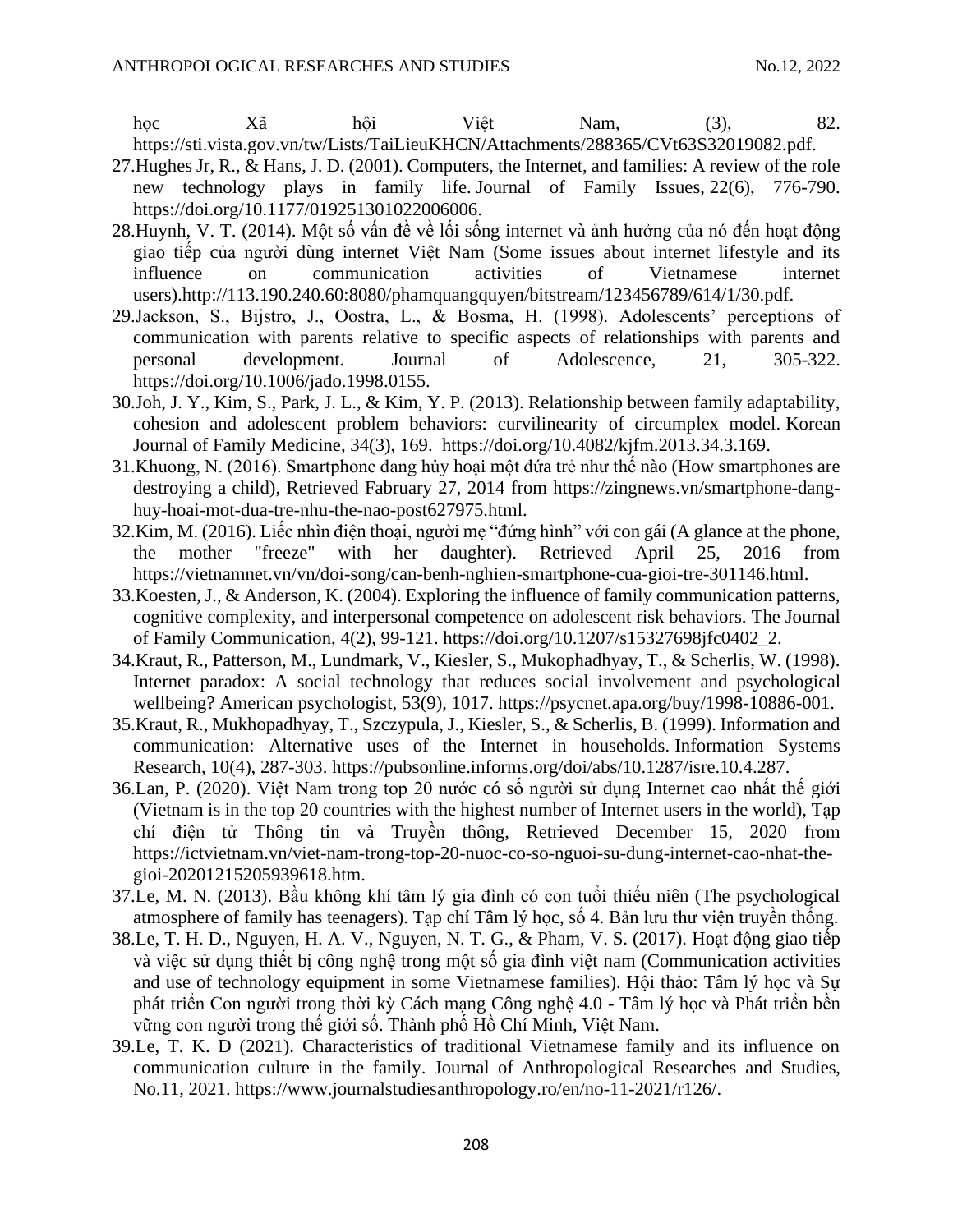học Xã hội Việt Nam, (3), 82. https://sti.vista.gov.vn/tw/Lists/TaiLieuKHCN/Attachments/288365/CVt63S32019082.pdf.

27. Hughes Jr, R., & Hans, J. D. (2001). Computers, the Internet, and families: A review of the role new technology plays in family life. Journal of Family Issues, 22(6), 776-790. https://doi.org/10.1177/019251301022006006.
28. Huynh, V. T. (2014). Một số vấn đề về lối sống internet và ảnh hưởng của nó đến hoạt động giao tiếp của người dùng internet Việt Nam (Some issues about internet lifestyle and its influence on communication activities of Vietnamese internet users).http://113.190.240.60:8080/phamquangquyen/bitstream/123456789/614/1/30.pdf.
29. Jackson, S., Bijstro, J., Oostra, L., & Bosma, H. (1998). Adolescents' perceptions of communication with parents relative to specific aspects of relationships with parents and personal development. Journal of Adolescence, 21, 305-322. https://doi.org/10.1006/jado.1998.0155.
30. Joh, J. Y., Kim, S., Park, J. L., & Kim, Y. P. (2013). Relationship between family adaptability, cohesion and adolescent problem behaviors: curvilinearity of circumplex model. Korean Journal of Family Medicine, 34(3), 169. https://doi.org/10.4082/kjfm.2013.34.3.169.
31. Khuong, N. (2016). Smartphone đang hủy hoại một đứa trẻ như thế nào (How smartphones are destroying a child), Retrieved Fabruary 27, 2014 from https://zingnews.vn/smartphone-dang-huy-hoai-mot-dua-tre-nhu-the-nao-post627975.html.
32. Kim, M. (2016). Liếc nhìn điện thoại, người mẹ "đứng hình" với con gái (A glance at the phone, the mother "freeze" with her daughter). Retrieved April 25, 2016 from https://vietnamnet.vn/vn/doi-song/can-benh-nghien-smartphone-cua-gioi-tre-301146.html.
33. Koesten, J., & Anderson, K. (2004). Exploring the influence of family communication patterns, cognitive complexity, and interpersonal competence on adolescent risk behaviors. The Journal of Family Communication, 4(2), 99-121. https://doi.org/10.1207/s15327698jfc0402_2.
34. Kraut, R., Patterson, M., Lundmark, V., Kiesler, S., Mukophadhyay, T., & Scherlis, W. (1998). Internet paradox: A social technology that reduces social involvement and psychological wellbeing? American psychologist, 53(9), 1017. https://psycnet.apa.org/buy/1998-10886-001.
35. Kraut, R., Mukhopadhyay, T., Szczypula, J., Kiesler, S., & Scherlis, B. (1999). Information and communication: Alternative uses of the Internet in households. Information Systems Research, 10(4), 287-303. https://pubsonline.informs.org/doi/abs/10.1287/isre.10.4.287.
36. Lan, P. (2020). Việt Nam trong top 20 nước có số người sử dụng Internet cao nhất thế giới (Vietnam is in the top 20 countries with the highest number of Internet users in the world), Tạp chí điện tử Thông tin và Truyền thông, Retrieved December 15, 2020 from https://ictvietnam.vn/viet-nam-trong-top-20-nuoc-co-so-nguoi-su-dung-internet-cao-nhat-the-gioi-20201215205939618.htm.
37. Le, M. N. (2013). Bầu không khí tâm lý gia đình có con tuổi thiếu niên (The psychological atmosphere of family has teenagers). Tạp chí Tâm lý học, số 4. Bản lưu thư viện truyền thống.
38. Le, T. H. D., Nguyen, H. A. V., Nguyen, N. T. G., & Pham, V. S. (2017). Hoạt động giao tiếp và việc sử dụng thiết bị công nghệ trong một số gia đình việt nam (Communication activities and use of technology equipment in some Vietnamese families). Hội thảo: Tâm lý học và Sự phát triển Con người trong thời kỳ Cách mạng Công nghệ 4.0 - Tâm lý học và Phát triển bền vững con người trong thế giới số. Thành phố Hồ Chí Minh, Việt Nam.
39. Le, T. K. D (2021). Characteristics of traditional Vietnamese family and its influence on communication culture in the family. Journal of Anthropological Researches and Studies, No.11, 2021. https://www.journalstudiesanthropology.ro/en/no-11-2021/r126/.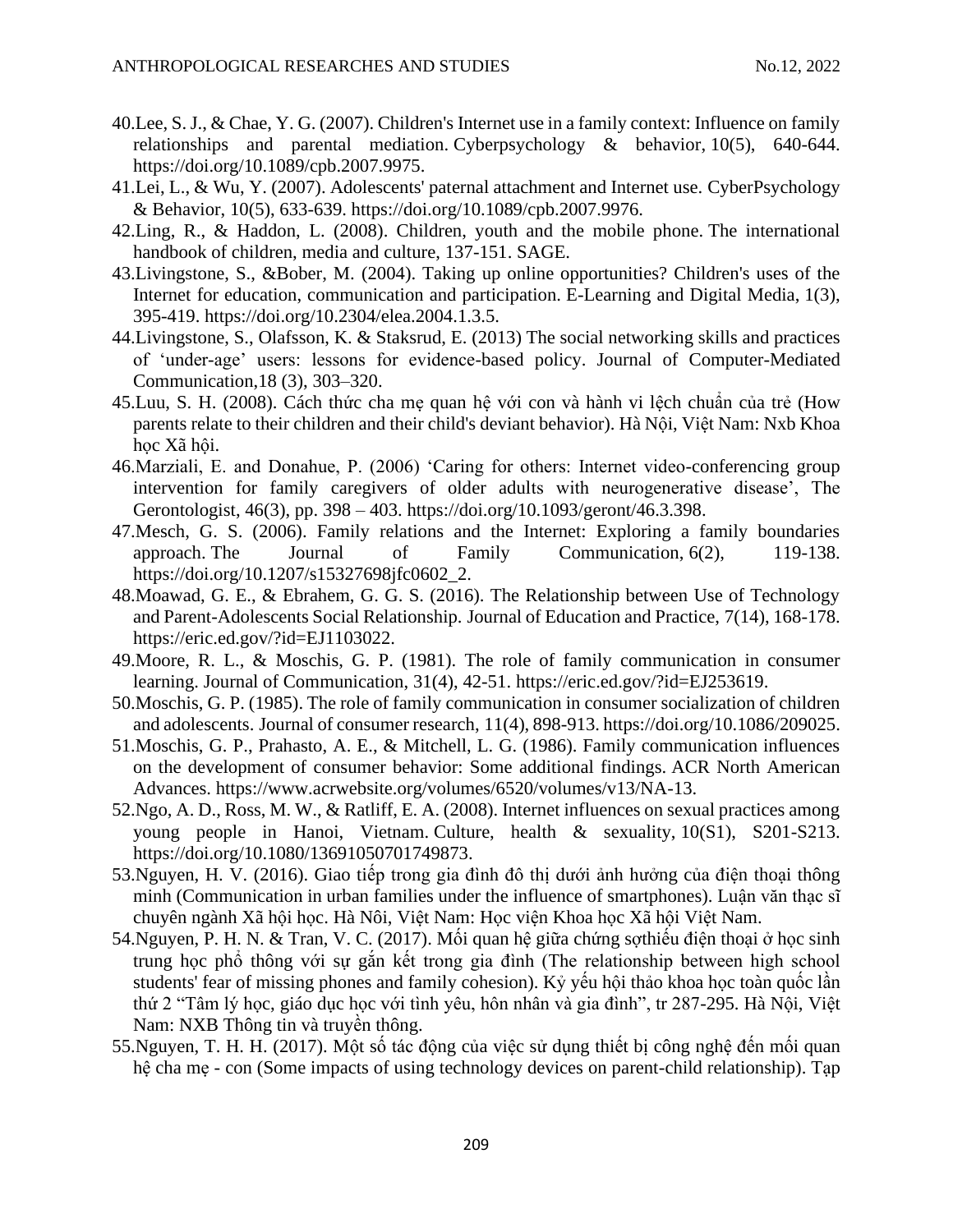40. Lee, S. J., & Chae, Y. G. (2007). Children's Internet use in a family context: Influence on family relationships and parental mediation. Cyberpsychology & behavior, 10(5), 640-644. https://doi.org/10.1089/cpb.2007.9975.
41. Lei, L., & Wu, Y. (2007). Adolescents' paternal attachment and Internet use. CyberPsychology & Behavior, 10(5), 633-639. https://doi.org/10.1089/cpb.2007.9976.
42. Ling, R., & Haddon, L. (2008). Children, youth and the mobile phone. The international handbook of children, media and culture, 137-151. SAGE.
43. Livingstone, S., &Bober, M. (2004). Taking up online opportunities? Children's uses of the Internet for education, communication and participation. E-Learning and Digital Media, 1(3), 395-419. https://doi.org/10.2304/elea.2004.1.3.5.
44. Livingstone, S., Olafsson, K. & Staksrud, E. (2013) The social networking skills and practices of 'under-age' users: lessons for evidence-based policy. Journal of Computer-Mediated Communication,18 (3), 303–320.
45. Luu, S. H. (2008). Cách thức cha mẹ quan hệ với con và hành vi lệch chuẩn của trẻ (How parents relate to their children and their child's deviant behavior). Hà Nội, Việt Nam: Nxb Khoa học Xã hội.
46. Marziali, E. and Donahue, P. (2006) 'Caring for others: Internet video-conferencing group intervention for family caregivers of older adults with neurogenerative disease', The Gerontologist, 46(3), pp. 398 – 403. https://doi.org/10.1093/geront/46.3.398.
47. Mesch, G. S. (2006). Family relations and the Internet: Exploring a family boundaries approach. The Journal of Family Communication, 6(2), 119-138. https://doi.org/10.1207/s15327698jfc0602_2.
48. Moawad, G. E., & Ebrahem, G. G. S. (2016). The Relationship between Use of Technology and Parent-Adolescents Social Relationship. Journal of Education and Practice, 7(14), 168-178. https://eric.ed.gov/?id=EJ1103022.
49. Moore, R. L., & Moschis, G. P. (1981). The role of family communication in consumer learning. Journal of Communication, 31(4), 42-51. https://eric.ed.gov/?id=EJ253619.
50. Moschis, G. P. (1985). The role of family communication in consumer socialization of children and adolescents. Journal of consumer research, 11(4), 898-913. https://doi.org/10.1086/209025.
51. Moschis, G. P., Prahasto, A. E., & Mitchell, L. G. (1986). Family communication influences on the development of consumer behavior: Some additional findings. ACR North American Advances. https://www.acrwebsite.org/volumes/6520/volumes/v13/NA-13.
52. Ngo, A. D., Ross, M. W., & Ratliff, E. A. (2008). Internet influences on sexual practices among young people in Hanoi, Vietnam. Culture, health & sexuality, 10(S1), S201-S213. https://doi.org/10.1080/13691050701749873.
53. Nguyen, H. V. (2016). Giao tiếp trong gia đình đô thị dưới ảnh hưởng của điện thoại thông minh (Communication in urban families under the influence of smartphones). Luận văn thạc sĩ chuyên ngành Xã hội học. Hà Nôi, Việt Nam: Học viện Khoa học Xã hội Việt Nam.
54. Nguyen, P. H. N. & Tran, V. C. (2017). Mối quan hệ giữa chứng sợthiếu điện thoại ở học sinh trung học phổ thông với sự gắn kết trong gia đình (The relationship between high school students' fear of missing phones and family cohesion). Kỷ yếu hội thảo khoa học toàn quốc lần thứ 2 "Tâm lý học, giáo dục học với tình yêu, hôn nhân và gia đình", tr 287-295. Hà Nội, Việt Nam: NXB Thông tin và truyền thông.
55. Nguyen, T. H. H. (2017). Một số tác động của việc sử dụng thiết bị công nghệ đến mối quan hệ cha mẹ - con (Some impacts of using technology devices on parent-child relationship). Tạp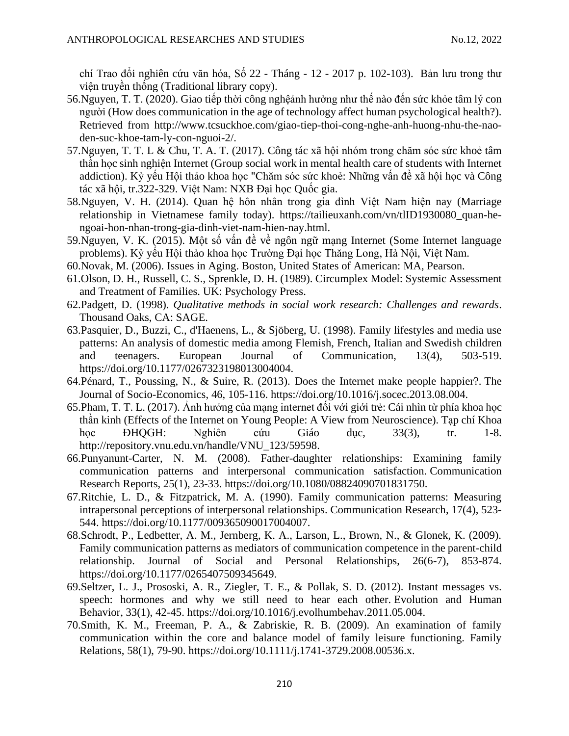chí Trao đổi nghiên cứu văn hóa, Số 22 - Tháng - 12 - 2017 p. 102-103). Bản lưu trong thư viện truyền thống (Traditional library copy).

56. Nguyen, T. T. (2020). Giao tiếp thời công nghệảnh hưởng như thế nào đến sức khỏe tâm lý con người (How does communication in the age of technology affect human psychological health?). Retrieved from http://www.tcsuckhoe.com/giao-tiep-thoi-cong-nghe-anh-huong-nhu-the-nao-den-suc-khoe-tam-ly-con-nguoi-2/.
57. Nguyen, T. T. L & Chu, T. A. T. (2017). Công tác xã hội nhóm trong chăm sóc sức khoẻ tâm thần học sinh nghiện Internet (Group social work in mental health care of students with Internet addiction). Kỷ yếu Hội thảo khoa học "Chăm sóc sức khoẻ: Những vấn đề xã hội học và Công tác xã hội, tr.322-329. Việt Nam: NXB Đại học Quốc gia.
58. Nguyen, V. H. (2014). Quan hệ hôn nhân trong gia đình Việt Nam hiện nay (Marriage relationship in Vietnamese family today). https://tailieuxanh.com/vn/tlID1930080_quan-he-ngoai-hon-nhan-trong-gia-dinh-viet-nam-hien-nay.html.
59. Nguyen, V. K. (2015). Một số vấn đề về ngôn ngữ mạng Internet (Some Internet language problems). Kỷ yếu Hội thảo khoa học Trường Đại học Thăng Long, Hà Nội, Việt Nam.
60. Novak, M. (2006). Issues in Aging. Boston, United States of American: MA, Pearson.
61. Olson, D. H., Russell, C. S., Sprenkle, D. H. (1989). Circumplex Model: Systemic Assessment and Treatment of Families. UK: Psychology Press.
62. Padgett, D. (1998). *Qualitative methods in social work research: Challenges and rewards*. Thousand Oaks, CA: SAGE.
63. Pasquier, D., Buzzi, C., d'Haenens, L., & Sjöberg, U. (1998). Family lifestyles and media use patterns: An analysis of domestic media among Flemish, French, Italian and Swedish children and teenagers. European Journal of Communication, 13(4), 503-519. https://doi.org/10.1177/0267323198013004004.
64. Pénard, T., Poussing, N., & Suire, R. (2013). Does the Internet make people happier?. The Journal of Socio-Economics, 46, 105-116. https://doi.org/10.1016/j.socec.2013.08.004.
65. Pham, T. T. L. (2017). Ảnh hưởng của mạng internet đối với giới trẻ: Cái nhìn từ phía khoa học thần kinh (Effects of the Internet on Young People: A View from Neuroscience). Tạp chí Khoa học ĐHQGH: Nghiên cứu Giáo dục, 33(3), tr. 1-8. http://repository.vnu.edu.vn/handle/VNU_123/59598.
66. Punyanunt-Carter, N. M. (2008). Father-daughter relationships: Examining family communication patterns and interpersonal communication satisfaction. Communication Research Reports, 25(1), 23-33. https://doi.org/10.1080/08824090701831750.
67. Ritchie, L. D., & Fitzpatrick, M. A. (1990). Family communication patterns: Measuring intrapersonal perceptions of interpersonal relationships. Communication Research, 17(4), 523-544. https://doi.org/10.1177/009365090017004007.
68. Schrodt, P., Ledbetter, A. M., Jernberg, K. A., Larson, L., Brown, N., & Glonek, K. (2009). Family communication patterns as mediators of communication competence in the parent-child relationship. Journal of Social and Personal Relationships, 26(6-7), 853-874. https://doi.org/10.1177/0265407509345649.
69. Seltzer, L. J., Prososki, A. R., Ziegler, T. E., & Pollak, S. D. (2012). Instant messages vs. speech: hormones and why we still need to hear each other. Evolution and Human Behavior, 33(1), 42-45. https://doi.org/10.1016/j.evolhumbehav.2011.05.004.
70. Smith, K. M., Freeman, P. A., & Zabriskie, R. B. (2009). An examination of family communication within the core and balance model of family leisure functioning. Family Relations, 58(1), 79-90. https://doi.org/10.1111/j.1741-3729.2008.00536.x.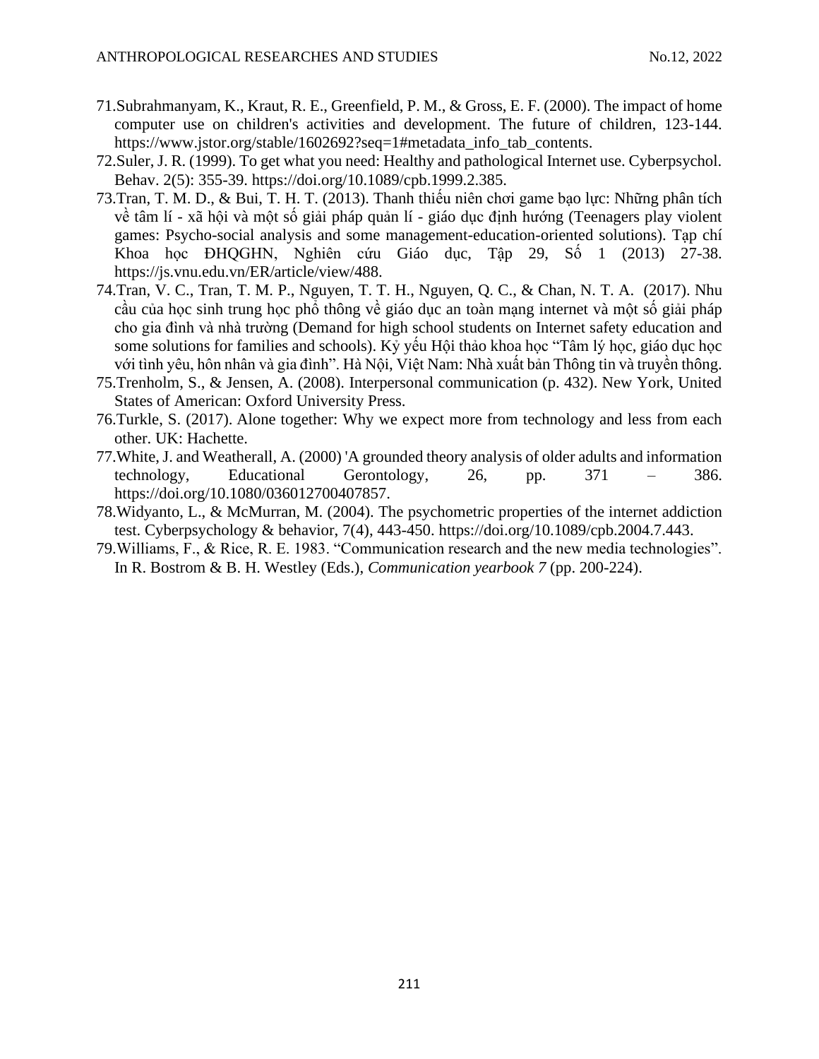71. Subrahmanyam, K., Kraut, R. E., Greenfield, P. M., & Gross, E. F. (2000). The impact of home computer use on children's activities and development. The future of children, 123-144. https://www.jstor.org/stable/1602692?seq=1#metadata_info_tab_contents.
72. Suler, J. R. (1999). To get what you need: Healthy and pathological Internet use. Cyberpsychol. Behav. 2(5): 355-39. https://doi.org/10.1089/cpb.1999.2.385.
73. Tran, T. M. D., & Bui, T. H. T. (2013). Thanh thiếu niên chơi game bạo lực: Những phân tích về tâm lí - xã hội và một số giải pháp quản lí - giáo dục định hướng (Teenagers play violent games: Psycho-social analysis and some management-education-oriented solutions). Tạp chí Khoa học ĐHQGHN, Nghiên cứu Giáo dục, Tập 29, Số 1 (2013) 27-38. https://js.vnu.edu.vn/ER/article/view/488.
74. Tran, V. C., Tran, T. M. P., Nguyen, T. T. H., Nguyen, Q. C., & Chan, N. T. A. (2017). Nhu cầu của học sinh trung học phổ thông về giáo dục an toàn mạng internet và một số giải pháp cho gia đình và nhà trường (Demand for high school students on Internet safety education and some solutions for families and schools). Kỷ yếu Hội thảo khoa học "Tâm lý học, giáo dục học với tình yêu, hôn nhân và gia đình". Hà Nội, Việt Nam: Nhà xuất bản Thông tin và truyền thông.
75. Trenholm, S., & Jensen, A. (2008). Interpersonal communication (p. 432). New York, United States of American: Oxford University Press.
76. Turkle, S. (2017). Alone together: Why we expect more from technology and less from each other. UK: Hachette.
77. White, J. and Weatherall, A. (2000) 'A grounded theory analysis of older adults and information technology, Educational Gerontology, 26, pp. 371 – 386. https://doi.org/10.1080/036012700407857.
78. Widyanto, L., & McMurran, M. (2004). The psychometric properties of the internet addiction test. Cyberpsychology & behavior, 7(4), 443-450. https://doi.org/10.1089/cpb.2004.7.443.
79. Williams, F., & Rice, R. E. 1983. "Communication research and the new media technologies". In R. Bostrom & B. H. Westley (Eds.), *Communication yearbook 7* (pp. 200-224).